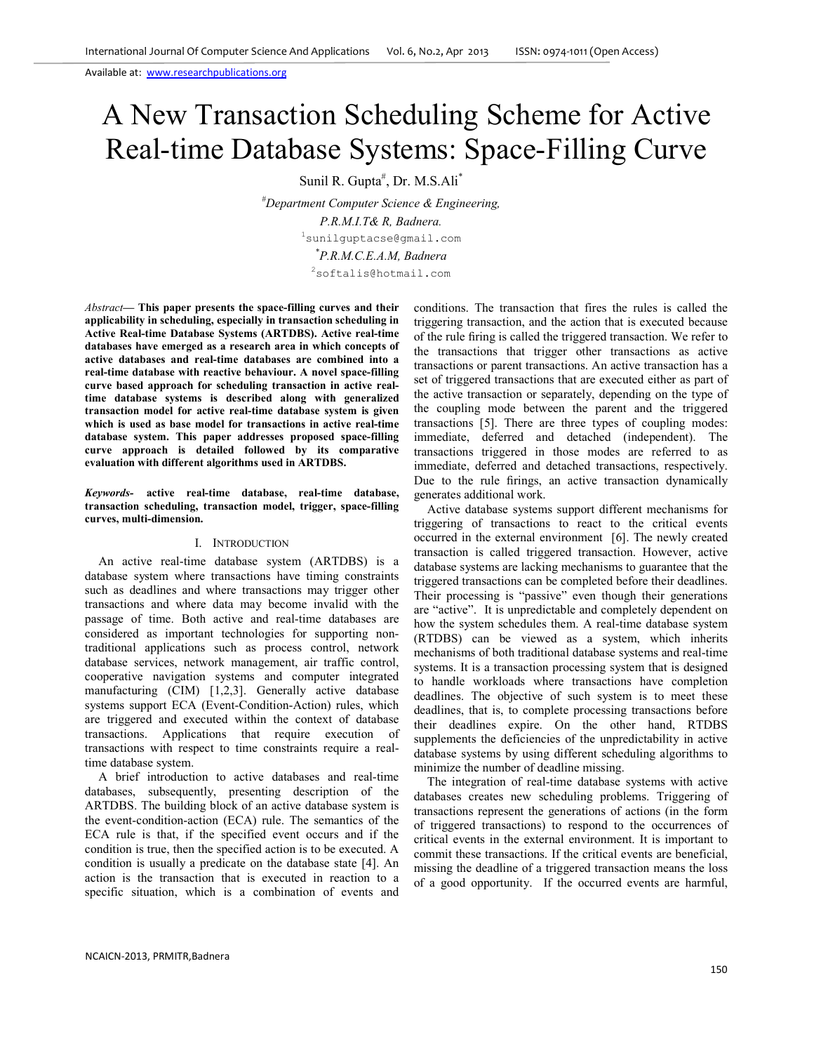# A New Transaction Scheduling Scheme for Active Real-time Database Systems: Space-Filling Curve

Sunil R. Gupta[#], Dr. M.S.Ali[*]

[#]*Department Computer Science & Engineering,*
*P.R.M.I.T& R, Badnera.*
[1]sunilguptacse@gmail.com
[*]*P.R.M.C.E.A.M, Badnera*
[2]softalis@hotmail.com

***Abstract*— This paper presents the space-filling curves and their applicability in scheduling, especially in transaction scheduling in Active Real-time Database Systems (ARTDBS). Active real-time databases have emerged as a research area in which concepts of active databases and real-time databases are combined into a real-time database with reactive behaviour. A novel space-filling curve based approach for scheduling transaction in active real-time database systems is described along with generalized transaction model for active real-time database system is given which is used as base model for transactions in active real-time database system. This paper addresses proposed space-filling curve approach is detailed followed by its comparative evaluation with different algorithms used in ARTDBS.**

***Keywords*- active real-time database, real-time database, transaction scheduling, transaction model, trigger, space-filling curves, multi-dimension.**

## I. Introduction

An active real-time database system (ARTDBS) is a database system where transactions have timing constraints such as deadlines and where transactions may trigger other transactions and where data may become invalid with the passage of time. Both active and real-time databases are considered as important technologies for supporting non-traditional applications such as process control, network database services, network management, air traffic control, cooperative navigation systems and computer integrated manufacturing (CIM) [1,2,3]. Generally active database systems support ECA (Event-Condition-Action) rules, which are triggered and executed within the context of database transactions. Applications that require execution of transactions with respect to time constraints require a real-time database system.

A brief introduction to active databases and real-time databases, subsequently, presenting description of the ARTDBS. The building block of an active database system is the event-condition-action (ECA) rule. The semantics of the ECA rule is that, if the specified event occurs and if the condition is true, then the specified action is to be executed. A condition is usually a predicate on the database state [4]. An action is the transaction that is executed in reaction to a specific situation, which is a combination of events and conditions. The transaction that fires the rules is called the triggering transaction, and the action that is executed because of the rule firing is called the triggered transaction. We refer to the transactions that trigger other transactions as active transactions or parent transactions. An active transaction has a set of triggered transactions that are executed either as part of the active transaction or separately, depending on the type of the coupling mode between the parent and the triggered transactions [5]. There are three types of coupling modes: immediate, deferred and detached (independent). The transactions triggered in those modes are referred to as immediate, deferred and detached transactions, respectively. Due to the rule firings, an active transaction dynamically generates additional work.

Active database systems support different mechanisms for triggering of transactions to react to the critical events occurred in the external environment [6]. The newly created transaction is called triggered transaction. However, active database systems are lacking mechanisms to guarantee that the triggered transactions can be completed before their deadlines. Their processing is "passive" even though their generations are "active". It is unpredictable and completely dependent on how the system schedules them. A real-time database system (RTDBS) can be viewed as a system, which inherits mechanisms of both traditional database systems and real-time systems. It is a transaction processing system that is designed to handle workloads where transactions have completion deadlines. The objective of such system is to meet these deadlines, that is, to complete processing transactions before their deadlines expire. On the other hand, RTDBS supplements the deficiencies of the unpredictability in active database systems by using different scheduling algorithms to minimize the number of deadline missing.

The integration of real-time database systems with active databases creates new scheduling problems. Triggering of transactions represent the generations of actions (in the form of triggered transactions) to respond to the occurrences of critical events in the external environment. It is important to commit these transactions. If the critical events are beneficial, missing the deadline of a triggered transaction means the loss of a good opportunity. If the occurred events are harmful,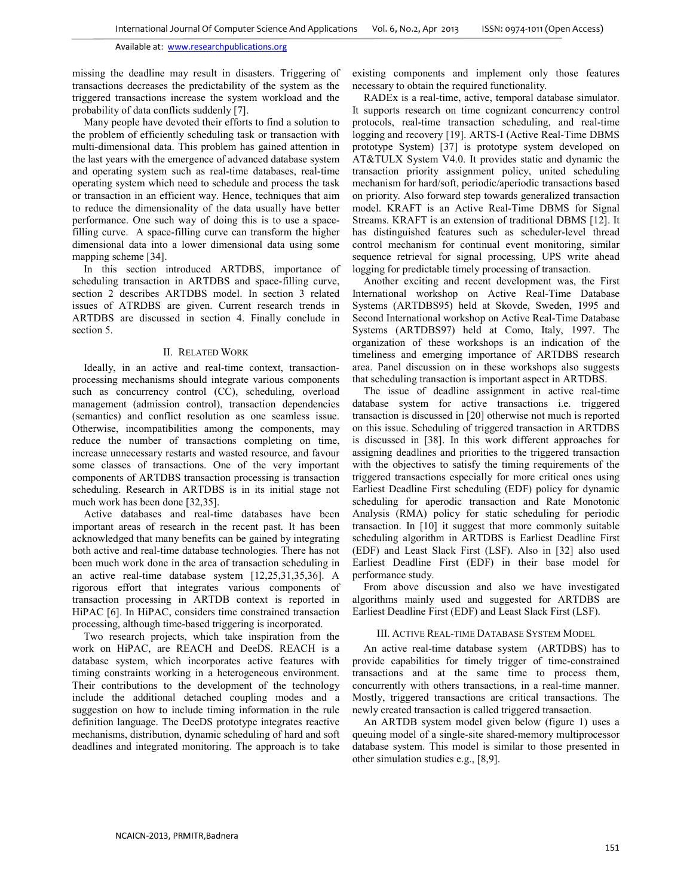missing the deadline may result in disasters. Triggering of transactions decreases the predictability of the system as the triggered transactions increase the system workload and the probability of data conflicts suddenly [7].

Many people have devoted their efforts to find a solution to the problem of efficiently scheduling task or transaction with multi-dimensional data. This problem has gained attention in the last years with the emergence of advanced database system and operating system such as real-time databases, real-time operating system which need to schedule and process the task or transaction in an efficient way. Hence, techniques that aim to reduce the dimensionality of the data usually have better performance. One such way of doing this is to use a space-filling curve. A space-filling curve can transform the higher dimensional data into a lower dimensional data using some mapping scheme [34].

In this section introduced ARTDBS, importance of scheduling transaction in ARTDBS and space-filling curve, section 2 describes ARTDBS model. In section 3 related issues of ATRDBS are given. Current research trends in ARTDBS are discussed in section 4. Finally conclude in section 5.

## II. Related Work

Ideally, in an active and real-time context, transaction-processing mechanisms should integrate various components such as concurrency control (CC), scheduling, overload management (admission control), transaction dependencies (semantics) and conflict resolution as one seamless issue. Otherwise, incompatibilities among the components, may reduce the number of transactions completing on time, increase unnecessary restarts and wasted resource, and favour some classes of transactions. One of the very important components of ARTDBS transaction processing is transaction scheduling. Research in ARTDBS is in its initial stage not much work has been done [32,35].

Active databases and real-time databases have been important areas of research in the recent past. It has been acknowledged that many benefits can be gained by integrating both active and real-time database technologies. There has not been much work done in the area of transaction scheduling in an active real-time database system [12,25,31,35,36]. A rigorous effort that integrates various components of transaction processing in ARTDB context is reported in HiPAC [6]. In HiPAC, considers time constrained transaction processing, although time-based triggering is incorporated.

Two research projects, which take inspiration from the work on HiPAC, are REACH and DeeDS. REACH is a database system, which incorporates active features with timing constraints working in a heterogeneous environment. Their contributions to the development of the technology include the additional detached coupling modes and a suggestion on how to include timing information in the rule definition language. The DeeDS prototype integrates reactive mechanisms, distribution, dynamic scheduling of hard and soft deadlines and integrated monitoring. The approach is to take existing components and implement only those features necessary to obtain the required functionality.

RADEx is a real-time, active, temporal database simulator. It supports research on time cognizant concurrency control protocols, real-time transaction scheduling, and real-time logging and recovery [19]. ARTS-I (Active Real-Time DBMS prototype System) [37] is prototype system developed on AT&TULX System V4.0. It provides static and dynamic the transaction priority assignment policy, united scheduling mechanism for hard/soft, periodic/aperiodic transactions based on priority. Also forward step towards generalized transaction model. KRAFT is an Active Real-Time DBMS for Signal Streams. KRAFT is an extension of traditional DBMS [12]. It has distinguished features such as scheduler-level thread control mechanism for continual event monitoring, similar sequence retrieval for signal processing, UPS write ahead logging for predictable timely processing of transaction.

Another exciting and recent development was, the First International workshop on Active Real-Time Database Systems (ARTDBS95) held at Skovde, Sweden, 1995 and Second International workshop on Active Real-Time Database Systems (ARTDBS97) held at Como, Italy, 1997. The organization of these workshops is an indication of the timeliness and emerging importance of ARTDBS research area. Panel discussion on in these workshops also suggests that scheduling transaction is important aspect in ARTDBS.

The issue of deadline assignment in active real-time database system for active transactions i.e. triggered transaction is discussed in [20] otherwise not much is reported on this issue. Scheduling of triggered transaction in ARTDBS is discussed in [38]. In this work different approaches for assigning deadlines and priorities to the triggered transaction with the objectives to satisfy the timing requirements of the triggered transactions especially for more critical ones using Earliest Deadline First scheduling (EDF) policy for dynamic scheduling for aperodic transaction and Rate Monotonic Analysis (RMA) policy for static scheduling for periodic transaction. In [10] it suggest that more commonly suitable scheduling algorithm in ARTDBS is Earliest Deadline First (EDF) and Least Slack First (LSF). Also in [32] also used Earliest Deadline First (EDF) in their base model for performance study.

From above discussion and also we have investigated algorithms mainly used and suggested for ARTDBS are Earliest Deadline First (EDF) and Least Slack First (LSF).

## III. Active Real-time Database System Model

An active real-time database system (ARTDBS) has to provide capabilities for timely trigger of time-constrained transactions and at the same time to process them, concurrently with others transactions, in a real-time manner. Mostly, triggered transactions are critical transactions. The newly created transaction is called triggered transaction.

An ARTDB system model given below (figure 1) uses a queuing model of a single-site shared-memory multiprocessor database system. This model is similar to those presented in other simulation studies e.g., [8,9].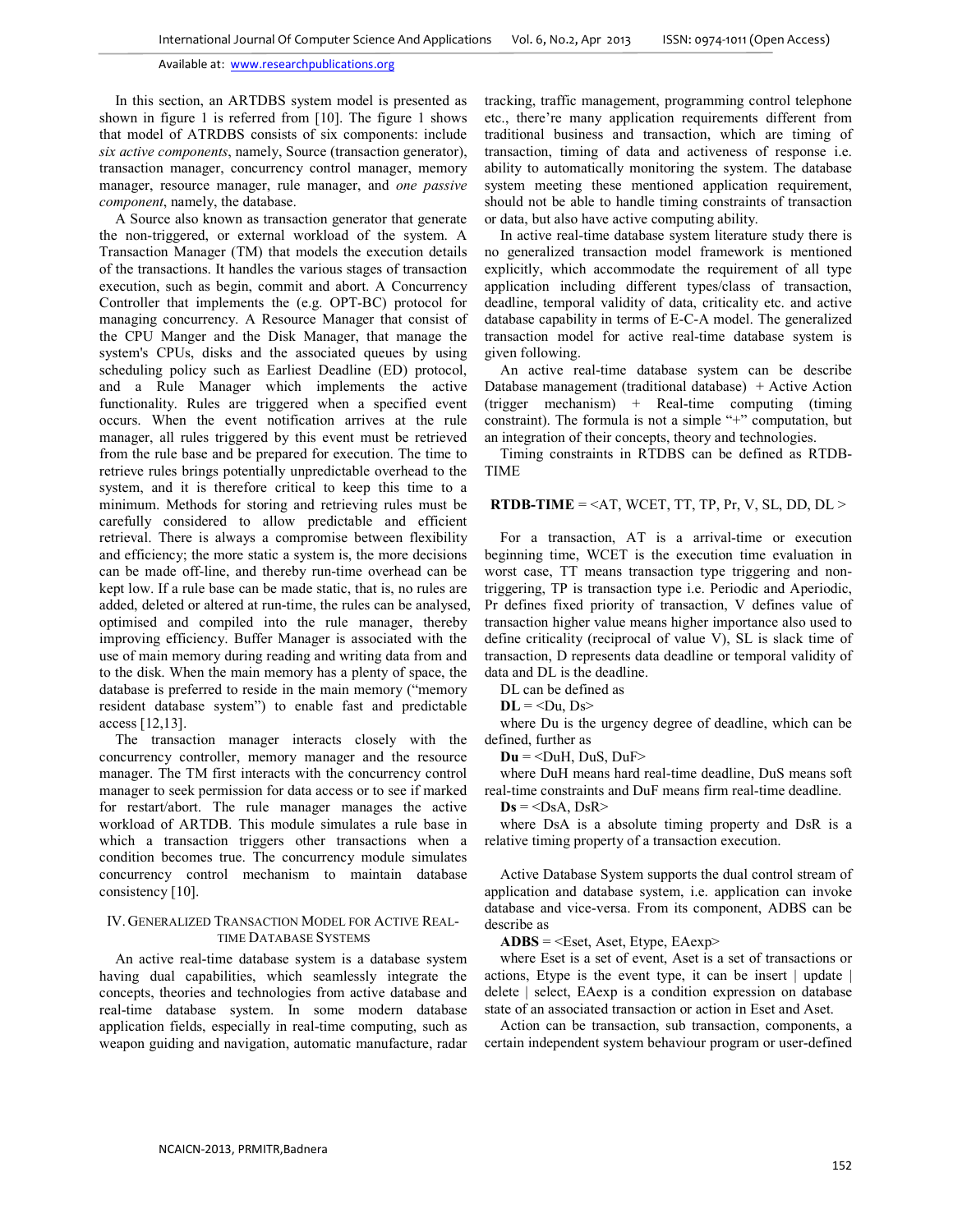In this section, an ARTDBS system model is presented as shown in figure 1 is referred from [10]. The figure 1 shows that model of ATRDBS consists of six components: include *six active components*, namely, Source (transaction generator), transaction manager, concurrency control manager, memory manager, resource manager, rule manager, and *one passive component*, namely, the database.

A Source also known as transaction generator that generate the non-triggered, or external workload of the system. A Transaction Manager (TM) that models the execution details of the transactions. It handles the various stages of transaction execution, such as begin, commit and abort. A Concurrency Controller that implements the (e.g. OPT-BC) protocol for managing concurrency. A Resource Manager that consist of the CPU Manger and the Disk Manager, that manage the system's CPUs, disks and the associated queues by using scheduling policy such as Earliest Deadline (ED) protocol, and a Rule Manager which implements the active functionality. Rules are triggered when a specified event occurs. When the event notification arrives at the rule manager, all rules triggered by this event must be retrieved from the rule base and be prepared for execution. The time to retrieve rules brings potentially unpredictable overhead to the system, and it is therefore critical to keep this time to a minimum. Methods for storing and retrieving rules must be carefully considered to allow predictable and efficient retrieval. There is always a compromise between flexibility and efficiency; the more static a system is, the more decisions can be made off-line, and thereby run-time overhead can be kept low. If a rule base can be made static, that is, no rules are added, deleted or altered at run-time, the rules can be analysed, optimised and compiled into the rule manager, thereby improving efficiency. Buffer Manager is associated with the use of main memory during reading and writing data from and to the disk. When the main memory has a plenty of space, the database is preferred to reside in the main memory ("memory resident database system") to enable fast and predictable access [12,13].

The transaction manager interacts closely with the concurrency controller, memory manager and the resource manager. The TM first interacts with the concurrency control manager to seek permission for data access or to see if marked for restart/abort. The rule manager manages the active workload of ARTDB. This module simulates a rule base in which a transaction triggers other transactions when a condition becomes true. The concurrency module simulates concurrency control mechanism to maintain database consistency [10].

## IV. Generalized Transaction Model for Active Real-Time Database Systems

An active real-time database system is a database system having dual capabilities, which seamlessly integrate the concepts, theories and technologies from active database and real-time database system. In some modern database application fields, especially in real-time computing, such as weapon guiding and navigation, automatic manufacture, radar tracking, traffic management, programming control telephone etc., there're many application requirements different from traditional business and transaction, which are timing of transaction, timing of data and activeness of response i.e. ability to automatically monitoring the system. The database system meeting these mentioned application requirement, should not be able to handle timing constraints of transaction or data, but also have active computing ability.

In active real-time database system literature study there is no generalized transaction model framework is mentioned explicitly, which accommodate the requirement of all type application including different types/class of transaction, deadline, temporal validity of data, criticality etc. and active database capability in terms of E-C-A model. The generalized transaction model for active real-time database system is given following.

An active real-time database system can be describe Database management (traditional database) + Active Action (trigger mechanism) + Real-time computing (timing constraint). The formula is not a simple "+" computation, but an integration of their concepts, theory and technologies.

Timing constraints in RTDBS can be defined as RTDB-TIME

**RTDB-TIME** = <AT, WCET, TT, TP, Pr, V, SL, DD, DL >

For a transaction, AT is a arrival-time or execution beginning time, WCET is the execution time evaluation in worst case, TT means transaction type triggering and non-triggering, TP is transaction type i.e. Periodic and Aperiodic, Pr defines fixed priority of transaction, V defines value of transaction higher value means higher importance also used to define criticality (reciprocal of value V), SL is slack time of transaction, D represents data deadline or temporal validity of data and DL is the deadline.

DL can be defined as

**DL** = <Du, Ds>

where Du is the urgency degree of deadline, which can be defined, further as

**Du** = <DuH, DuS, DuF>

where DuH means hard real-time deadline, DuS means soft real-time constraints and DuF means firm real-time deadline.

**Ds** = <DsA, DsR>

where DsA is a absolute timing property and DsR is a relative timing property of a transaction execution.

Active Database System supports the dual control stream of application and database system, i.e. application can invoke database and vice-versa. From its component, ADBS can be describe as

**ADBS** = <Eset, Aset, Etype, EAexp>

where Eset is a set of event, Aset is a set of transactions or actions, Etype is the event type, it can be insert | update | delete | select, EAexp is a condition expression on database state of an associated transaction or action in Eset and Aset.

Action can be transaction, sub transaction, components, a certain independent system behaviour program or user-defined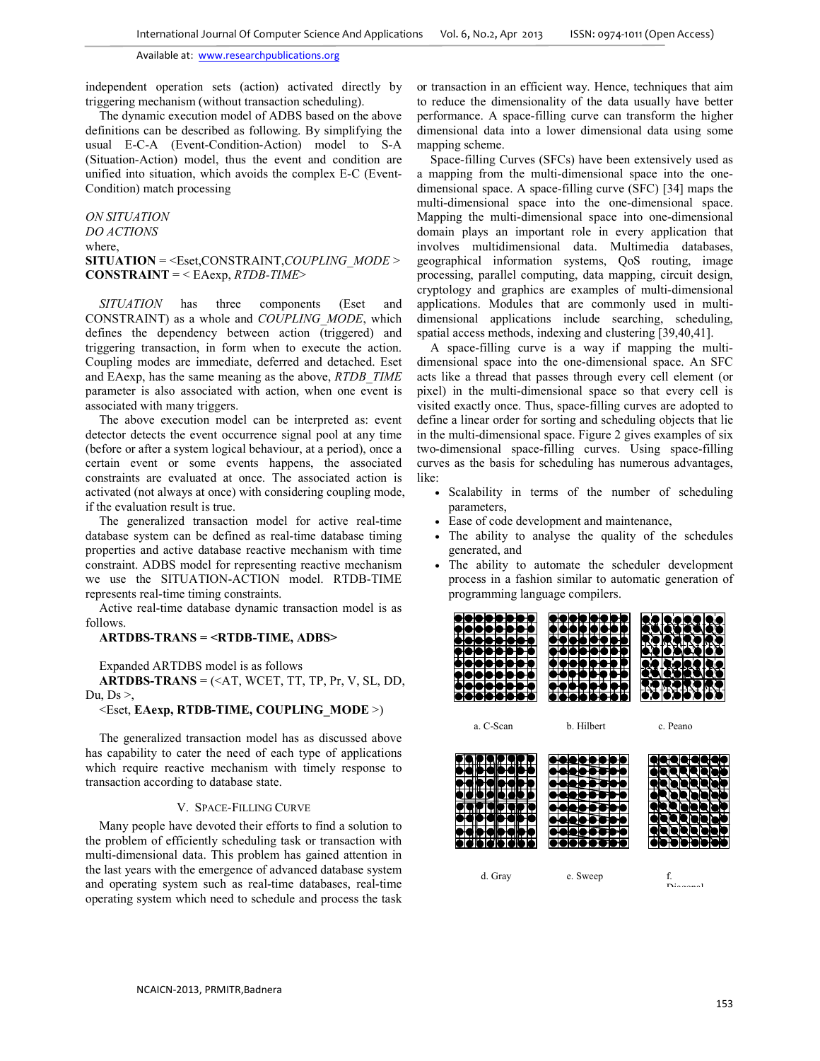independent operation sets (action) activated directly by triggering mechanism (without transaction scheduling).

The dynamic execution model of ADBS based on the above definitions can be described as following. By simplifying the usual E-C-A (Event-Condition-Action) model to S-A (Situation-Action) model, thus the event and condition are unified into situation, which avoids the complex E-C (Event-Condition) match processing

*ON SITUATION*
*DO ACTIONS*
where,
**SITUATION** = <Eset,CONSTRAINT,*COUPLING_MODE* >
**CONSTRAINT** = < EAexp, *RTDB-TIME*>

*SITUATION* has three components (Eset and CONSTRAINT) as a whole and *COUPLING_MODE*, which defines the dependency between action (triggered) and triggering transaction, in form when to execute the action. Coupling modes are immediate, deferred and detached. Eset and EAexp, has the same meaning as the above, *RTDB_TIME* parameter is also associated with action, when one event is associated with many triggers.

The above execution model can be interpreted as: event detector detects the event occurrence signal pool at any time (before or after a system logical behaviour, at a period), once a certain event or some events happens, the associated constraints are evaluated at once. The associated action is activated (not always at once) with considering coupling mode, if the evaluation result is true.

The generalized transaction model for active real-time database system can be defined as real-time database timing properties and active database reactive mechanism with time constraint. ADBS model for representing reactive mechanism we use the SITUATION-ACTION model. RTDB-TIME represents real-time timing constraints.

Active real-time database dynamic transaction model is as follows.

**ARTDBS-TRANS = <RTDB-TIME, ADBS>**

Expanded ARTDBS model is as follows

**ARTDBS-TRANS** = (<AT, WCET, TT, TP, Pr, V, SL, DD, Du, Ds >,

<Eset, **EAexp, RTDB-TIME, COUPLING_MODE** >)

The generalized transaction model has as discussed above has capability to cater the need of each type of applications which require reactive mechanism with timely response to transaction according to database state.

## V. Space-Filling Curve

Many people have devoted their efforts to find a solution to the problem of efficiently scheduling task or transaction with multi-dimensional data. This problem has gained attention in the last years with the emergence of advanced database system and operating system such as real-time databases, real-time operating system which need to schedule and process the task or transaction in an efficient way. Hence, techniques that aim to reduce the dimensionality of the data usually have better performance. A space-filling curve can transform the higher dimensional data into a lower dimensional data using some mapping scheme.

Space-filling Curves (SFCs) have been extensively used as a mapping from the multi-dimensional space into the one-dimensional space. A space-filling curve (SFC) [34] maps the multi-dimensional space into the one-dimensional space. Mapping the multi-dimensional space into one-dimensional domain plays an important role in every application that involves multidimensional data. Multimedia databases, geographical information systems, QoS routing, image processing, parallel computing, data mapping, circuit design, cryptology and graphics are examples of multi-dimensional applications. Modules that are commonly used in multi-dimensional applications include searching, scheduling, spatial access methods, indexing and clustering [39,40,41].

A space-filling curve is a way if mapping the multi-dimensional space into the one-dimensional space. An SFC acts like a thread that passes through every cell element (or pixel) in the multi-dimensional space so that every cell is visited exactly once. Thus, space-filling curves are adopted to define a linear order for sorting and scheduling objects that lie in the multi-dimensional space. Figure 2 gives examples of six two-dimensional space-filling curves. Using space-filling curves as the basis for scheduling has numerous advantages, like:

- Scalability in terms of the number of scheduling parameters,
- Ease of code development and maintenance,
- The ability to analyse the quality of the schedules generated, and
- The ability to automate the scheduler development process in a fashion similar to automatic generation of programming language compilers.

a. C-Scan b. Hilbert c. Peano

d. Gray e. Sweep f. Diagonal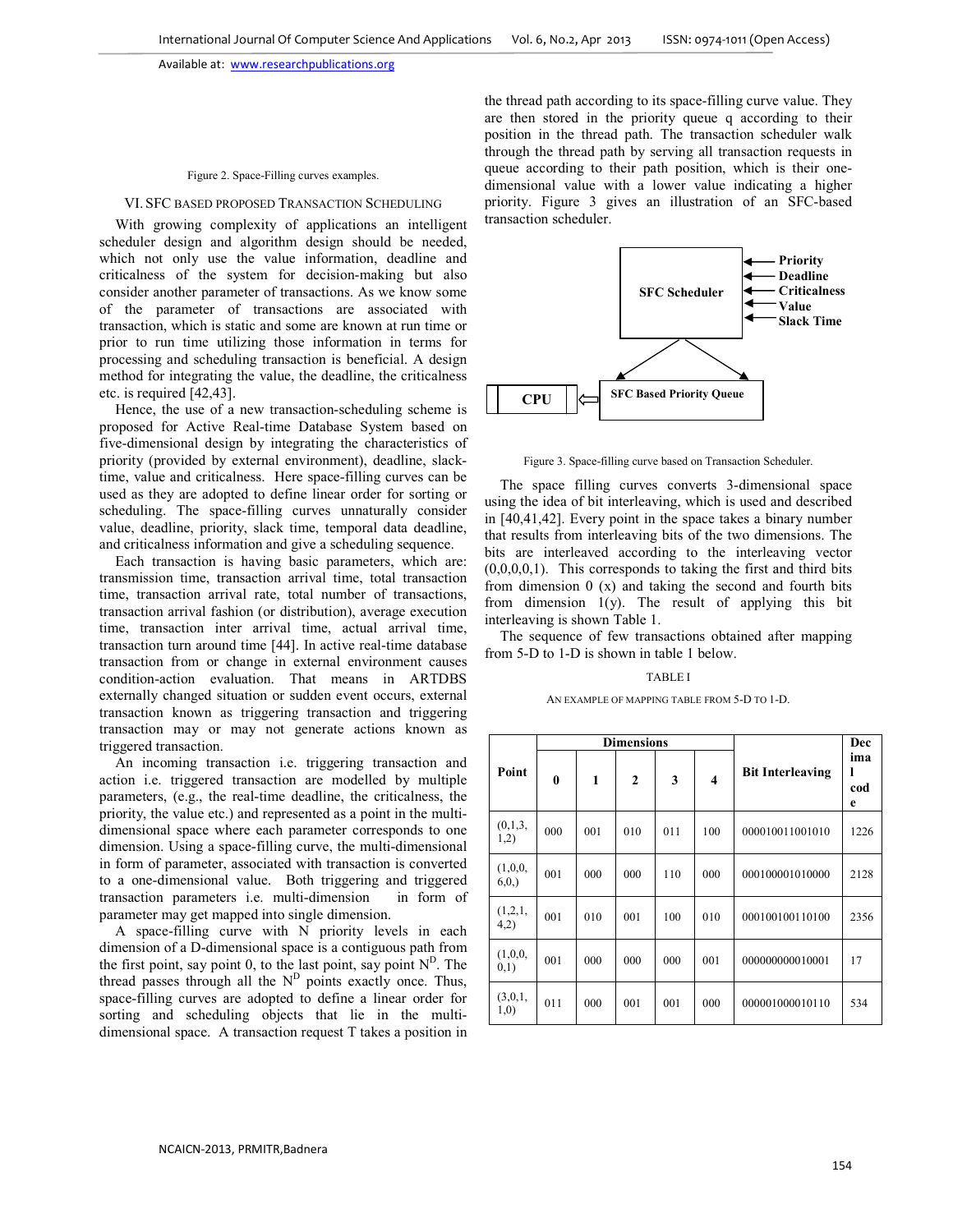Figure 2. Space-Filling curves examples.

## VI. SFC BASED PROPOSED TRANSACTION SCHEDULING

With growing complexity of applications an intelligent scheduler design and algorithm design should be needed, which not only use the value information, deadline and criticalness of the system for decision-making but also consider another parameter of transactions. As we know some of the parameter of transactions are associated with transaction, which is static and some are known at run time or prior to run time utilizing those information in terms for processing and scheduling transaction is beneficial. A design method for integrating the value, the deadline, the criticalness etc. is required [42,43].

Hence, the use of a new transaction-scheduling scheme is proposed for Active Real-time Database System based on five-dimensional design by integrating the characteristics of priority (provided by external environment), deadline, slack-time, value and criticalness. Here space-filling curves can be used as they are adopted to define linear order for sorting or scheduling. The space-filling curves unnaturally consider value, deadline, priority, slack time, temporal data deadline, and criticalness information and give a scheduling sequence.

Each transaction is having basic parameters, which are: transmission time, transaction arrival time, total transaction time, transaction arrival rate, total number of transactions, transaction arrival fashion (or distribution), average execution time, transaction inter arrival time, actual arrival time, transaction turn around time [44]. In active real-time database transaction from or change in external environment causes condition-action evaluation. That means in ARTDBS externally changed situation or sudden event occurs, external transaction known as triggering transaction and triggering transaction may or may not generate actions known as triggered transaction.

An incoming transaction i.e. triggering transaction and action i.e. triggered transaction are modelled by multiple parameters, (e.g., the real-time deadline, the criticalness, the priority, the value etc.) and represented as a point in the multi-dimensional space where each parameter corresponds to one dimension. Using a space-filling curve, the multi-dimensional in form of parameter, associated with transaction is converted to a one-dimensional value. Both triggering and triggered transaction parameters i.e. multi-dimension in form of parameter may get mapped into single dimension.

A space-filling curve with N priority levels in each dimension of a D-dimensional space is a contiguous path from the first point, say point 0, to the last point, say point $N^D$. The thread passes through all the $N^D$ points exactly once. Thus, space-filling curves are adopted to define a linear order for sorting and scheduling objects that lie in the multi-dimensional space. A transaction request T takes a position in the thread path according to its space-filling curve value. They are then stored in the priority queue q according to their position in the thread path. The transaction scheduler walk through the thread path by serving all transaction requests in queue according to their path position, which is their one-dimensional value with a lower value indicating a higher priority. Figure 3 gives an illustration of an SFC-based transaction scheduler.

Figure 3. Space-filling curve based on Transaction Scheduler.

The space filling curves converts 3-dimensional space using the idea of bit interleaving, which is used and described in [40,41,42]. Every point in the space takes a binary number that results from interleaving bits of the two dimensions. The bits are interleaved according to the interleaving vector (0,0,0,0,1). This corresponds to taking the first and third bits from dimension 0 (x) and taking the second and fourth bits from dimension 1(y). The result of applying this bit interleaving is shown Table 1.

The sequence of few transactions obtained after mapping from 5-D to 1-D is shown in table 1 below.

TABLE I

AN EXAMPLE OF MAPPING TABLE FROM 5-D TO 1-D.

| Point | Dimensions | | | | | Bit Interleaving | Decimal code |
|---|---|---|---|---|---|---|---|
| | 0 | 1 | 2 | 3 | 4 | | |
| (0,1,3, 1,2) | 000 | 001 | 010 | 011 | 100 | 000010011001010 | 1226 |
| (1,0,0, 6,0,) | 001 | 000 | 000 | 110 | 000 | 000100001010000 | 2128 |
| (1,2,1, 4,2) | 001 | 010 | 001 | 100 | 010 | 000100100110100 | 2356 |
| (1,0,0, 0,1) | 001 | 000 | 000 | 000 | 001 | 000000000010001 | 17 |
| (3,0,1, 1,0) | 011 | 000 | 001 | 001 | 000 | 000001000010110 | 534 |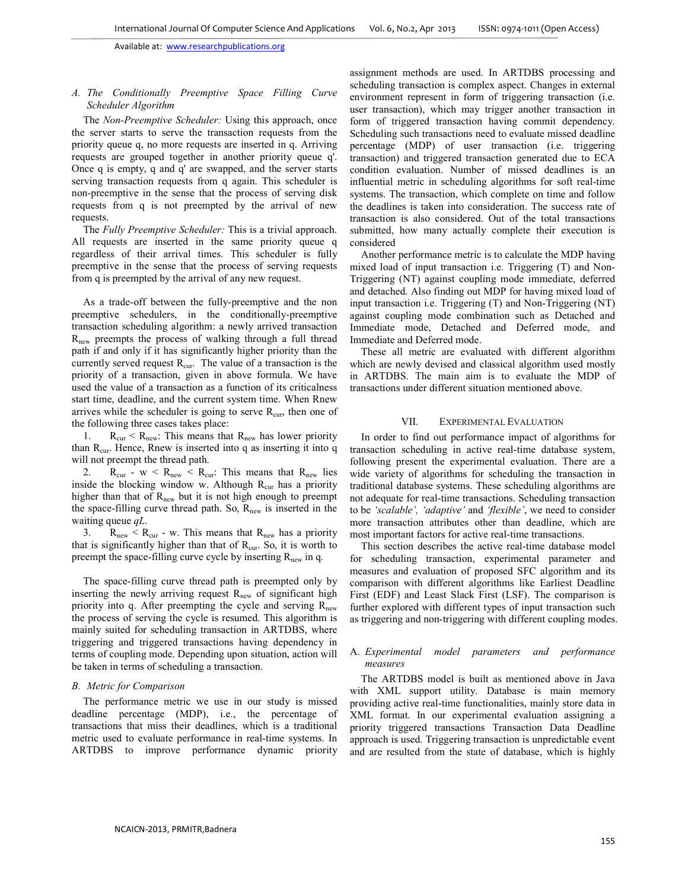### A. The Conditionally Preemptive Space Filling Curve Scheduler Algorithm

The *Non-Preemptive Scheduler:* Using this approach, once the server starts to serve the transaction requests from the priority queue q, no more requests are inserted in q. Arriving requests are grouped together in another priority queue q'. Once q is empty, q and q' are swapped, and the server starts serving transaction requests from q again. This scheduler is non-preemptive in the sense that the process of serving disk requests from q is not preempted by the arrival of new requests.

The *Fully Preemptive Scheduler:* This is a trivial approach. All requests are inserted in the same priority queue q regardless of their arrival times. This scheduler is fully preemptive in the sense that the process of serving requests from q is preempted by the arrival of any new request.

As a trade-off between the fully-preemptive and the non preemptive schedulers, in the conditionally-preemptive transaction scheduling algorithm: a newly arrived transaction $R_{new}$ preempts the process of walking through a full thread path if and only if it has significantly higher priority than the currently served request $R_{cur}$. The value of a transaction is the priority of a transaction, given in above formula. We have used the value of a transaction as a function of its criticalness start time, deadline, and the current system time. When Rnew arrives while the scheduler is going to serve $R_{cur}$, then one of the following three cases takes place:

1. $R_{cur} < R_{new}$: This means that $R_{new}$ has lower priority than $R_{cur}$. Hence, Rnew is inserted into q as inserting it into q will not preempt the thread path.
2. $R_{cur} - w < R_{new} < R_{cur}$: This means that $R_{new}$ lies inside the blocking window w. Although $R_{cur}$ has a priority higher than that of $R_{new}$ but it is not high enough to preempt the space-filling curve thread path. So, $R_{new}$ is inserted in the waiting queue *qL*.
3. $R_{new} < R_{cur} - w$. This means that $R_{new}$ has a priority that is significantly higher than that of $R_{cur}$. So, it is worth to preempt the space-filling curve cycle by inserting $R_{new}$ in q.

The space-filling curve thread path is preempted only by inserting the newly arriving request $R_{new}$ of significant high priority into q. After preempting the cycle and serving $R_{new}$ the process of serving the cycle is resumed. This algorithm is mainly suited for scheduling transaction in ARTDBS, where triggering and triggered transactions having dependency in terms of coupling mode. Depending upon situation, action will be taken in terms of scheduling a transaction.

### B. Metric for Comparison

The performance metric we use in our study is missed deadline percentage (MDP), i.e., the percentage of transactions that miss their deadlines, which is a traditional metric used to evaluate performance in real-time systems. In ARTDBS to improve performance dynamic priority assignment methods are used. In ARTDBS processing and scheduling transaction is complex aspect. Changes in external environment represent in form of triggering transaction (i.e. user transaction), which may trigger another transaction in form of triggered transaction having commit dependency. Scheduling such transactions need to evaluate missed deadline percentage (MDP) of user transaction (i.e. triggering transaction) and triggered transaction generated due to ECA condition evaluation. Number of missed deadlines is an influential metric in scheduling algorithms for soft real-time systems. The transaction, which complete on time and follow the deadlines is taken into consideration. The success rate of transaction is also considered. Out of the total transactions submitted, how many actually complete their execution is considered

Another performance metric is to calculate the MDP having mixed load of input transaction i.e. Triggering (T) and Non-Triggering (NT) against coupling mode immediate, deferred and detached. Also finding out MDP for having mixed load of input transaction i.e. Triggering (T) and Non-Triggering (NT) against coupling mode combination such as Detached and Immediate mode, Detached and Deferred mode, and Immediate and Deferred mode.

These all metric are evaluated with different algorithm which are newly devised and classical algorithm used mostly in ARTDBS. The main aim is to evaluate the MDP of transactions under different situation mentioned above.

## VII. Experimental Evaluation

In order to find out performance impact of algorithms for transaction scheduling in active real-time database system, following present the experimental evaluation. There are a wide variety of algorithms for scheduling the transaction in traditional database systems. These scheduling algorithms are not adequate for real-time transactions. Scheduling transaction to be *'scalable', 'adaptive'* and *'flexible'*, we need to consider more transaction attributes other than deadline, which are most important factors for active real-time transactions.

This section describes the active real-time database model for scheduling transaction, experimental parameter and measures and evaluation of proposed SFC algorithm and its comparison with different algorithms like Earliest Deadline First (EDF) and Least Slack First (LSF). The comparison is further explored with different types of input transaction such as triggering and non-triggering with different coupling modes.

### A. Experimental model parameters and performance measures

The ARTDBS model is built as mentioned above in Java with XML support utility. Database is main memory providing active real-time functionalities, mainly store data in XML format. In our experimental evaluation assigning a priority triggered transactions Transaction Data Deadline approach is used. Triggering transaction is unpredictable event and are resulted from the state of database, which is highly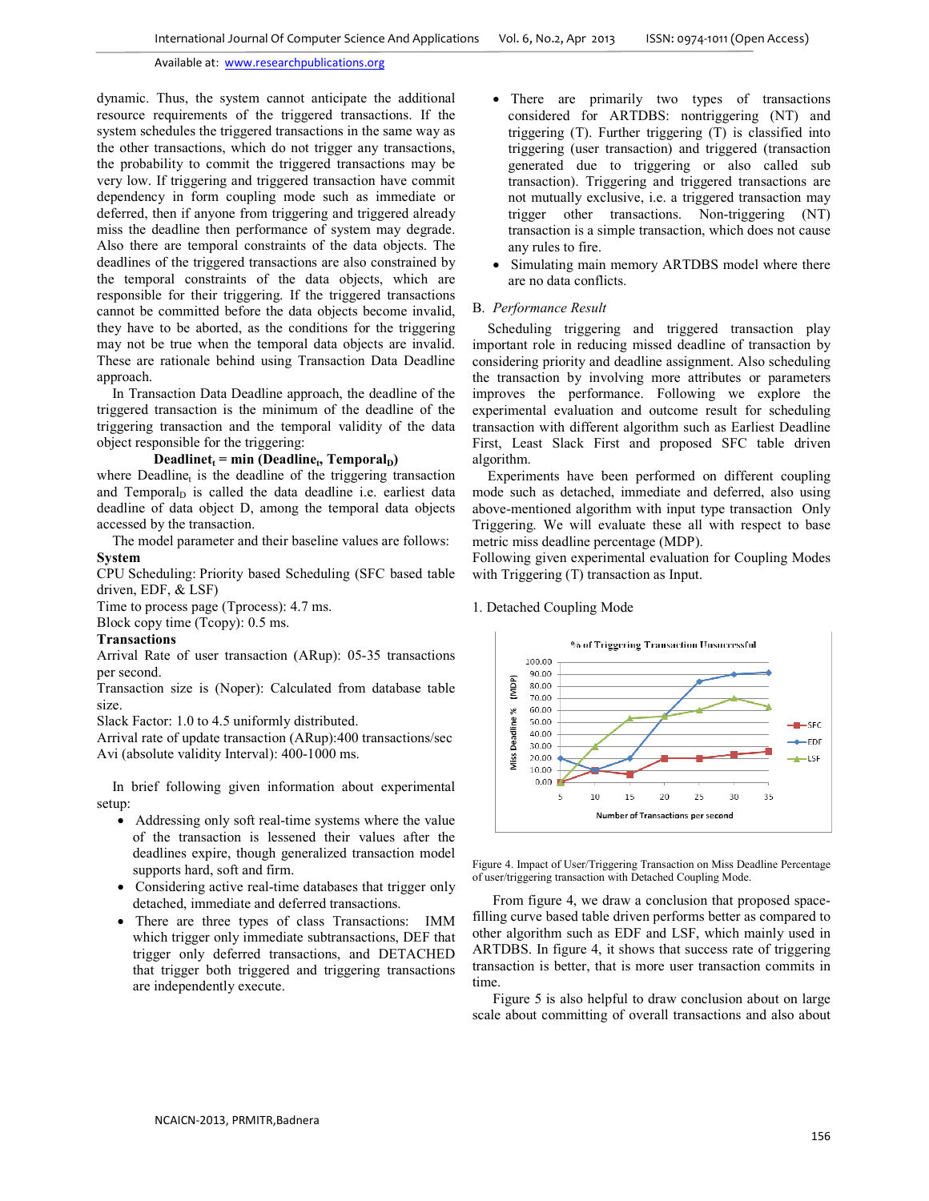dynamic. Thus, the system cannot anticipate the additional resource requirements of the triggered transactions. If the system schedules the triggered transactions in the same way as the other transactions, which do not trigger any transactions, the probability to commit the triggered transactions may be very low. If triggering and triggered transaction have commit dependency in form coupling mode such as immediate or deferred, then if anyone from triggering and triggered already miss the deadline then performance of system may degrade. Also there are temporal constraints of the data objects. The deadlines of the triggered transactions are also constrained by the temporal constraints of the data objects, which are responsible for their triggering. If the triggered transactions cannot be committed before the data objects become invalid, they have to be aborted, as the conditions for the triggering may not be true when the temporal data objects are invalid. These are rationale behind using Transaction Data Deadline approach.

In Transaction Data Deadline approach, the deadline of the triggered transaction is the minimum of the deadline of the triggering transaction and the temporal validity of the data object responsible for the triggering:

$$\textbf{Deadline}_t = \min(\textbf{Deadline}_t, \textbf{Temporal}_D)$$

where $\text{Deadline}_t$ is the deadline of the triggering transaction and $\text{Temporal}_D$ is called the data deadline i.e. earliest data deadline of data object D, among the temporal data objects accessed by the transaction.

The model parameter and their baseline values are follows:

**System**

CPU Scheduling: Priority based Scheduling (SFC based table driven, EDF, & LSF)

Time to process page (Tprocess): 4.7 ms.

Block copy time (Tcopy): 0.5 ms.

**Transactions**

Arrival Rate of user transaction (ARup): 05-35 transactions per second.

Transaction size is (Noper): Calculated from database table size.

Slack Factor: 1.0 to 4.5 uniformly distributed.

Arrival rate of update transaction (ARup):400 transactions/sec

Avi (absolute validity Interval): 400-1000 ms.

In brief following given information about experimental setup:

- Addressing only soft real-time systems where the value of the transaction is lessened their values after the deadlines expire, though generalized transaction model supports hard, soft and firm.
- Considering active real-time databases that trigger only detached, immediate and deferred transactions.
- There are three types of class Transactions: IMM which trigger only immediate subtransactions, DEF that trigger only deferred transactions, and DETACHED that trigger both triggered and triggering transactions are independently execute.
- There are primarily two types of transactions considered for ARTDBS: nontriggering (NT) and triggering (T). Further triggering (T) is classified into triggering (user transaction) and triggered (transaction generated due to triggering or also called sub transaction). Triggering and triggered transactions are not mutually exclusive, i.e. a triggered transaction may trigger other transactions. Non-triggering (NT) transaction is a simple transaction, which does not cause any rules to fire.
- Simulating main memory ARTDBS model where there are no data conflicts.

### B. *Performance Result*

Scheduling triggering and triggered transaction play important role in reducing missed deadline of transaction by considering priority and deadline assignment. Also scheduling the transaction by involving more attributes or parameters improves the performance. Following we explore the experimental evaluation and outcome result for scheduling transaction with different algorithm such as Earliest Deadline First, Least Slack First and proposed SFC table driven algorithm.

Experiments have been performed on different coupling mode such as detached, immediate and deferred, also using above-mentioned algorithm with input type transaction Only Triggering. We will evaluate these all with respect to base metric miss deadline percentage (MDP).

Following given experimental evaluation for Coupling Modes with Triggering (T) transaction as Input.

1. Detached Coupling Mode

Figure 4. Impact of User/Triggering Transaction on Miss Deadline Percentage of user/triggering transaction with Detached Coupling Mode.

From figure 4, we draw a conclusion that proposed space-filling curve based table driven performs better as compared to other algorithm such as EDF and LSF, which mainly used in ARTDBS. In figure 4, it shows that success rate of triggering transaction is better, that is more user transaction commits in time.

Figure 5 is also helpful to draw conclusion about on large scale about committing of overall transactions and also about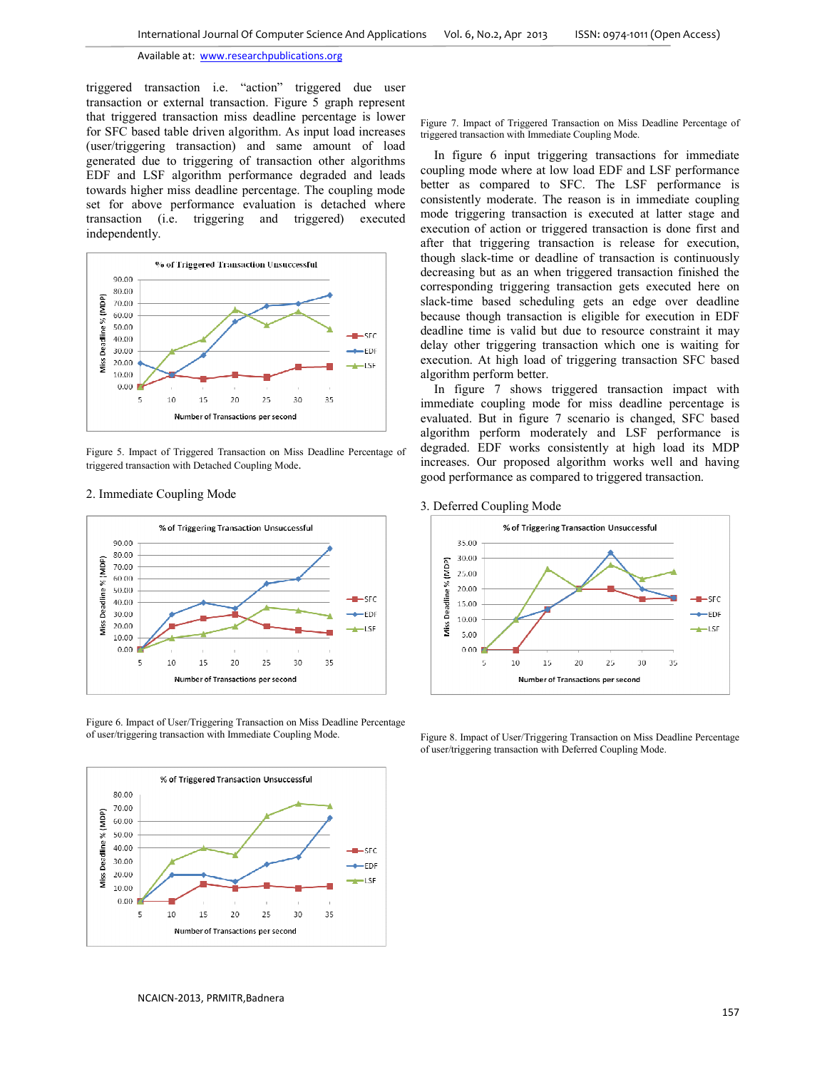triggered transaction i.e. "action" triggered due user transaction or external transaction. Figure 5 graph represent that triggered transaction miss deadline percentage is lower for SFC based table driven algorithm. As input load increases (user/triggering transaction) and same amount of load generated due to triggering of transaction other algorithms EDF and LSF algorithm performance degraded and leads towards higher miss deadline percentage. The coupling mode set for above performance evaluation is detached where transaction (i.e. triggering and triggered) executed independently.

Figure 5. Impact of Triggered Transaction on Miss Deadline Percentage of triggered transaction with Detached Coupling Mode.

2. Immediate Coupling Mode

Figure 6. Impact of User/Triggering Transaction on Miss Deadline Percentage of user/triggering transaction with Immediate Coupling Mode.

Figure 7. Impact of Triggered Transaction on Miss Deadline Percentage of triggered transaction with Immediate Coupling Mode.

In figure 6 input triggering transactions for immediate coupling mode where at low load EDF and LSF performance better as compared to SFC. The LSF performance is consistently moderate. The reason is in immediate coupling mode triggering transaction is executed at latter stage and execution of action or triggered transaction is done first and after that triggering transaction is release for execution, though slack-time or deadline of transaction is continuously decreasing but as an when triggered transaction finished the corresponding triggering transaction gets executed here on slack-time based scheduling gets an edge over deadline because though transaction is eligible for execution in EDF deadline time is valid but due to resource constraint it may delay other triggering transaction which one is waiting for execution. At high load of triggering transaction SFC based algorithm perform better.

In figure 7 shows triggered transaction impact with immediate coupling mode for miss deadline percentage is evaluated. But in figure 7 scenario is changed, SFC based algorithm perform moderately and LSF performance is degraded. EDF works consistently at high load its MDP increases. Our proposed algorithm works well and having good performance as compared to triggered transaction.

3. Deferred Coupling Mode

Figure 8. Impact of User/Triggering Transaction on Miss Deadline Percentage of user/triggering transaction with Deferred Coupling Mode.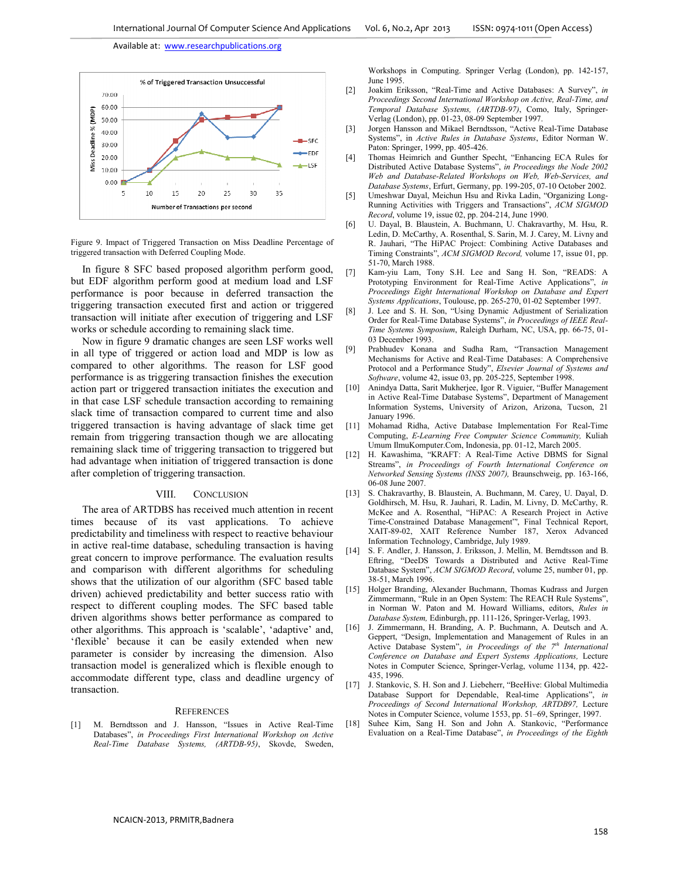Figure 9. Impact of Triggered Transaction on Miss Deadline Percentage of triggered transaction with Deferred Coupling Mode.

In figure 8 SFC based proposed algorithm perform good, but EDF algorithm perform good at medium load and LSF performance is poor because in deferred transaction the triggering transaction executed first and action or triggered transaction will initiate after execution of triggering and LSF works or schedule according to remaining slack time.

Now in figure 9 dramatic changes are seen LSF works well in all type of triggered or action load and MDP is low as compared to other algorithms. The reason for LSF good performance is as triggering transaction finishes the execution action part or triggered transaction initiates the execution and in that case LSF schedule transaction according to remaining slack time of transaction compared to current time and also triggered transaction is having advantage of slack time get remain from triggering transaction though we are allocating remaining slack time of triggering transaction to triggered but had advantage when initiation of triggered transaction is done after completion of triggering transaction.

## VIII. Conclusion

The area of ARTDBS has received much attention in recent times because of its vast applications. To achieve predictability and timeliness with respect to reactive behaviour in active real-time database, scheduling transaction is having great concern to improve performance. The evaluation results and comparison with different algorithms for scheduling shows that the utilization of our algorithm (SFC based table driven) achieved predictability and better success ratio with respect to different coupling modes. The SFC based table driven algorithms shows better performance as compared to other algorithms. This approach is 'scalable', 'adaptive' and, 'flexible' because it can be easily extended when new parameter is consider by increasing the dimension. Also transaction model is generalized which is flexible enough to accommodate different type, class and deadline urgency of transaction.

## References

[1] M. Berndtsson and J. Hansson, "Issues in Active Real-Time Databases", *in Proceedings First International Workshop on Active Real-Time Database Systems, (ARTDB-95)*, Skovde, Sweden, Workshops in Computing. Springer Verlag (London), pp. 142-157, June 1995.

[2] Joakim Eriksson, "Real-Time and Active Databases: A Survey", *in Proceedings Second International Workshop on Active, Real-Time, and Temporal Database Systems, (ARTDB-97)*, Como, Italy, Springer-Verlag (London), pp. 01-23, 08-09 September 1997.

[3] Jorgen Hansson and Mikael Berndtsson, "Active Real-Time Database Systems", in *Active Rules in Database Systems*, Editor Norman W. Paton: Springer, 1999, pp. 405-426.

[4] Thomas Heimrich and Gunther Specht, "Enhancing ECA Rules for Distributed Active Database Systems", *in Proceedings the Node 2002 Web and Database-Related Workshops on Web, Web-Services, and Database Systems*, Erfurt, Germany, pp. 199-205, 07-10 October 2002.

[5] Umeshwar Dayal, Meichun Hsu and Rivka Ladin, "Organizing Long-Running Activities with Triggers and Transactions", *ACM SIGMOD Record*, volume 19, issue 02, pp. 204-214, June 1990.

[6] U. Dayal, B. Blaustein, A. Buchmann, U. Chakravarthy, M. Hsu, R. Ledin, D. McCarthy, A. Rosenthal, S. Sarin, M. J. Carey, M. Livny and R. Jauhari, "The HiPAC Project: Combining Active Databases and Timing Constraints", *ACM SIGMOD Record,* volume 17, issue 01, pp. 51-70, March 1988.

[7] Kam-yiu Lam, Tony S.H. Lee and Sang H. Son, "READS: A Prototyping Environment for Real-Time Active Applications", *in Proceedings Eight International Workshop on Database and Expert Systems Applications*, Toulouse, pp. 265-270, 01-02 September 1997.

[8] J. Lee and S. H. Son, "Using Dynamic Adjustment of Serialization Order for Real-Time Database Systems", *in Proceedings of IEEE Real-Time Systems Symposium*, Raleigh Durham, NC, USA, pp. 66-75, 01-03 December 1993.

[9] Prabhudev Konana and Sudha Ram, "Transaction Management Mechanisms for Active and Real-Time Databases: A Comprehensive Protocol and a Performance Study", *Elsevier Journal of Systems and Software*, volume 42, issue 03, pp. 205-225, September 1998.

[10] Anindya Datta, Sarit Mukherjee, Igor R. Viguier, "Buffer Management in Active Real-Time Database Systems", Department of Management Information Systems, University of Arizon, Arizona, Tucson, 21 January 1996.

[11] Mohamad Ridha, Active Database Implementation For Real-Time Computing, *E-Learning Free Computer Science Community,* Kuliah Umum IlmuKomputer.Com, Indonesia, pp. 01-12, March 2005.

[12] H. Kawashima, "KRAFT: A Real-Time Active DBMS for Signal Streams", *in Proceedings of Fourth International Conference on Networked Sensing Systems (INSS 2007),* Braunschweig, pp. 163-166, 06-08 June 2007.

[13] S. Chakravarthy, B. Blaustein, A. Buchmann, M. Carey, U. Dayal, D. Goldhirsch, M. Hsu, R. Jauhari, R. Ladin, M. Livny, D. McCarthy, R. McKee and A. Rosenthal, "HiPAC: A Research Project in Active Time-Constrained Database Management"', Final Technical Report, XAIT-89-02, XAIT Reference Number 187, Xerox Advanced Information Technology, Cambridge, July 1989.

[14] S. F. Andler, J. Hansson, J. Eriksson, J. Mellin, M. Berndtsson and B. Eftring, "DeeDS Towards a Distributed and Active Real-Time Database System", *ACM SIGMOD Record*, volume 25, number 01, pp. 38-51, March 1996.

[15] Holger Branding, Alexander Buchmann, Thomas Kudrass and Jurgen Zimmermann, "Rule in an Open System: The REACH Rule Systems", in Norman W. Paton and M. Howard Williams, editors, *Rules in Database System,* Edinburgh, pp. 111-126, Springer-Verlag, 1993.

[16] J. Zimmermann, H. Branding, A. P. Buchmann, A. Deutsch and A. Geppert, "Design, Implementation and Management of Rules in an Active Database System", *in Proceedings of the 7th International Conference on Database and Expert Systems Applications*, Lecture Notes in Computer Science, Springer-Verlag, volume 1134, pp. 422-435, 1996.

[17] J. Stankovic, S. H. Son and J. Liebeherr, "BeeHive: Global Multimedia Database Support for Dependable, Real-time Applications", *in Proceedings of Second International Workshop, ARTDB97,* Lecture Notes in Computer Science, volume 1553, pp. 51–69, Springer, 1997.

[18] Suhee Kim, Sang H. Son and John A. Stankovic, "Performance Evaluation on a Real-Time Database", *in Proceedings of the Eighth*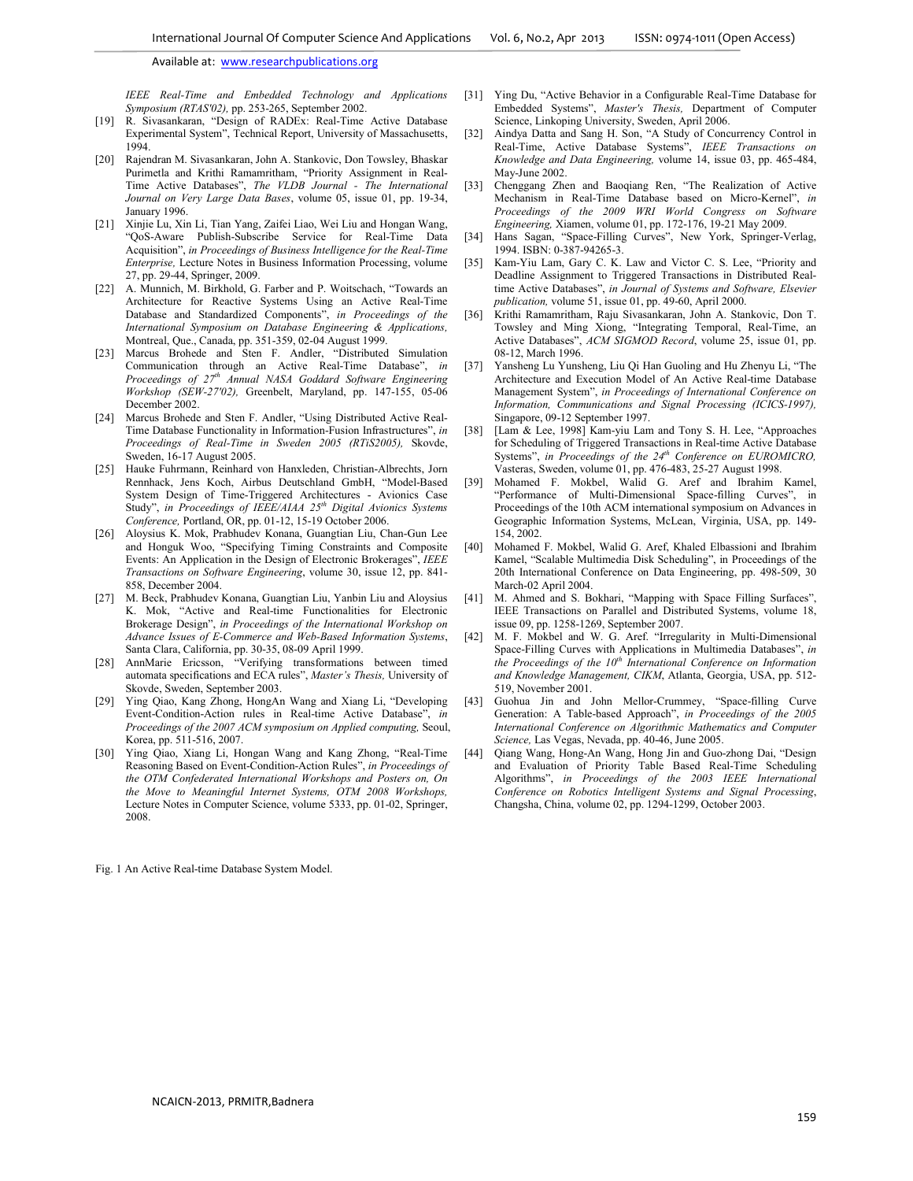*IEEE Real-Time and Embedded Technology and Applications Symposium (RTAS'02),* pp. 253-265, September 2002.

[19] R. Sivasankaran, "Design of RADEx: Real-Time Active Database Experimental System", Technical Report, University of Massachusetts, 1994.

[20] Rajendran M. Sivasankaran, John A. Stankovic, Don Towsley, Bhaskar Purimetla and Krithi Ramamritham, "Priority Assignment in Real-Time Active Databases", *The VLDB Journal - The International Journal on Very Large Data Bases*, volume 05, issue 01, pp. 19-34, January 1996.

[21] Xinjie Lu, Xin Li, Tian Yang, Zaifei Liao, Wei Liu and Hongan Wang, "QoS-Aware Publish-Subscribe Service for Real-Time Data Acquisition", *in Proceedings of Business Intelligence for the Real-Time Enterprise,* Lecture Notes in Business Information Processing, volume 27, pp. 29-44, Springer, 2009.

[22] A. Munnich, M. Birkhold, G. Farber and P. Woitschach, "Towards an Architecture for Reactive Systems Using an Active Real-Time Database and Standardized Components", *in Proceedings of the International Symposium on Database Engineering & Applications,* Montreal, Que., Canada, pp. 351-359, 02-04 August 1999.

[23] Marcus Brohede and Sten F. Andler, "Distributed Simulation Communication through an Active Real-Time Database", *in Proceedings of 27th Annual NASA Goddard Software Engineering Workshop (SEW-27'02),* Greenbelt, Maryland, pp. 147-155, 05-06 December 2002.

[24] Marcus Brohede and Sten F. Andler, "Using Distributed Active Real-Time Database Functionality in Information-Fusion Infrastructures", *in Proceedings of Real-Time in Sweden 2005 (RTiS2005),* Skovde, Sweden, 16-17 August 2005.

[25] Hauke Fuhrmann, Reinhard von Hanxleden, Christian-Albrechts, Jorn Rennhack, Jens Koch, Airbus Deutschland GmbH, "Model-Based System Design of Time-Triggered Architectures - Avionics Case Study", *in Proceedings of IEEE/AIAA 25th Digital Avionics Systems Conference,* Portland, OR, pp. 01-12, 15-19 October 2006.

[26] Aloysius K. Mok, Prabhudev Konana, Guangtian Liu, Chan-Gun Lee and Honguk Woo, "Specifying Timing Constraints and Composite Events: An Application in the Design of Electronic Brokerages", *IEEE Transactions on Software Engineering*, volume 30, issue 12, pp. 841-858, December 2004.

[27] M. Beck, Prabhudev Konana, Guangtian Liu, Yanbin Liu and Aloysius K. Mok, "Active and Real-time Functionalities for Electronic Brokerage Design", *in Proceedings of the International Workshop on Advance Issues of E-Commerce and Web-Based Information Systems*, Santa Clara, California, pp. 30-35, 08-09 April 1999.

[28] AnnMarie Ericsson, "Verifying transformations between timed automata specifications and ECA rules", *Master's Thesis,* University of Skovde, Sweden, September 2003.

[29] Ying Qiao, Kang Zhong, HongAn Wang and Xiang Li, "Developing Event-Condition-Action rules in Real-time Active Database", *in Proceedings of the 2007 ACM symposium on Applied computing,* Seoul, Korea, pp. 511-516, 2007.

[30] Ying Qiao, Xiang Li, Hongan Wang and Kang Zhong, "Real-Time Reasoning Based on Event-Condition-Action Rules", *in Proceedings of the OTM Confederated International Workshops and Posters on, On the Move to Meaningful Internet Systems, OTM 2008 Workshops,* Lecture Notes in Computer Science, volume 5333, pp. 01-02, Springer, 2008.

[31] Ying Du, "Active Behavior in a Configurable Real-Time Database for Embedded Systems", *Master's Thesis,* Department of Computer Science, Linkoping University, Sweden, April 2006.

[32] Aindya Datta and Sang H. Son, "A Study of Concurrency Control in Real-Time, Active Database Systems", *IEEE Transactions on Knowledge and Data Engineering,* volume 14, issue 03, pp. 465-484, May-June 2002.

[33] Chenggang Zhen and Baoqiang Ren, "The Realization of Active Mechanism in Real-Time Database based on Micro-Kernel", *in Proceedings of the 2009 WRI World Congress on Software Engineering,* Xiamen, volume 01, pp. 172-176, 19-21 May 2009.

[34] Hans Sagan, "Space-Filling Curves", New York, Springer-Verlag, 1994. ISBN: 0-387-94265-3.

[35] Kam-Yiu Lam, Gary C. K. Law and Victor C. S. Lee, "Priority and Deadline Assignment to Triggered Transactions in Distributed Real-time Active Databases", *in Journal of Systems and Software, Elsevier publication,* volume 51, issue 01, pp. 49-60, April 2000.

[36] Krithi Ramamritham, Raju Sivasankaran, John A. Stankovic, Don T. Towsley and Ming Xiong, "Integrating Temporal, Real-Time, an Active Databases", *ACM SIGMOD Record*, volume 25, issue 01, pp. 08-12, March 1996.

[37] Yansheng Lu Yunsheng, Liu Qi Han Guoling and Hu Zhenyu Li, "The Architecture and Execution Model of An Active Real-time Database Management System", *in Proceedings of International Conference on Information, Communications and Signal Processing (ICICS-1997),* Singapore, 09-12 September 1997.

[38] [Lam & Lee, 1998] Kam-yiu Lam and Tony S. H. Lee, "Approaches for Scheduling of Triggered Transactions in Real-time Active Database Systems", *in Proceedings of the 24th Conference on EUROMICRO,* Vasteras, Sweden, volume 01, pp. 476-483, 25-27 August 1998.

[39] Mohamed F. Mokbel, Walid G. Aref and Ibrahim Kamel, "Performance of Multi-Dimensional Space-filling Curves", in Proceedings of the 10th ACM international symposium on Advances in Geographic Information Systems, McLean, Virginia, USA, pp. 149-154, 2002.

[40] Mohamed F. Mokbel, Walid G. Aref, Khaled Elbassioni and Ibrahim Kamel, "Scalable Multimedia Disk Scheduling", in Proceedings of the 20th International Conference on Data Engineering, pp. 498-509, 30 March-02 April 2004.

[41] M. Ahmed and S. Bokhari, "Mapping with Space Filling Surfaces", IEEE Transactions on Parallel and Distributed Systems, volume 18, issue 09, pp. 1258-1269, September 2007.

[42] M. F. Mokbel and W. G. Aref. "Irregularity in Multi-Dimensional Space-Filling Curves with Applications in Multimedia Databases", *in the Proceedings of the 10th International Conference on Information and Knowledge Management, CIKM*, Atlanta, Georgia, USA, pp. 512-519, November 2001.

[43] Guohua Jin and John Mellor-Crummey, "Space-filling Curve Generation: A Table-based Approach", *in Proceedings of the 2005 International Conference on Algorithmic Mathematics and Computer Science,* Las Vegas, Nevada, pp. 40-46, June 2005.

[44] Qiang Wang, Hong-An Wang, Hong Jin and Guo-zhong Dai, "Design and Evaluation of Priority Table Based Real-Time Scheduling Algorithms", *in Proceedings of the 2003 IEEE International Conference on Robotics Intelligent Systems and Signal Processing*, Changsha, China, volume 02, pp. 1294-1299, October 2003.

Fig. 1 An Active Real-time Database System Model.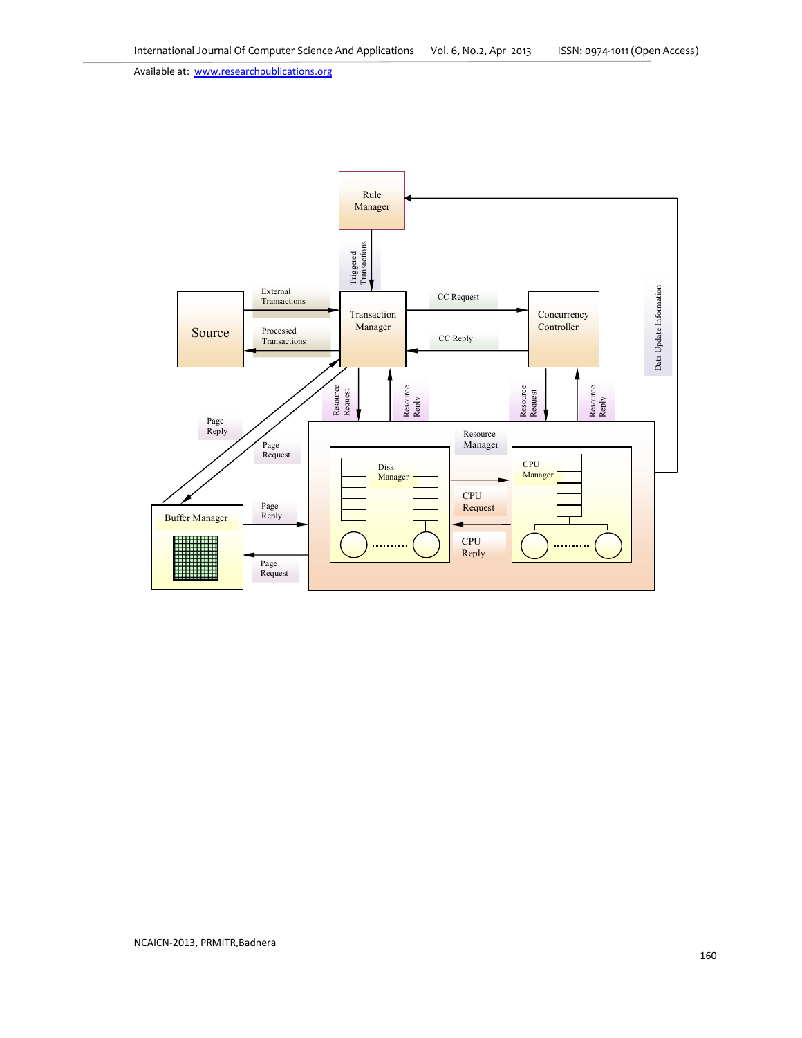Rule Manager

Triggered Transactions

Source

External Transactions

Processed Transactions

Transaction Manager

CC Request

CC Reply

Concurrency Controller

Data Update Information

Resource Request

Resource Reply

Resource Request

Resource Reply

Page Reply

Page Request

Resource Manager

Disk Manager

CPU Manager

CPU Request

CPU Reply

Buffer Manager

Page Reply

Page Request